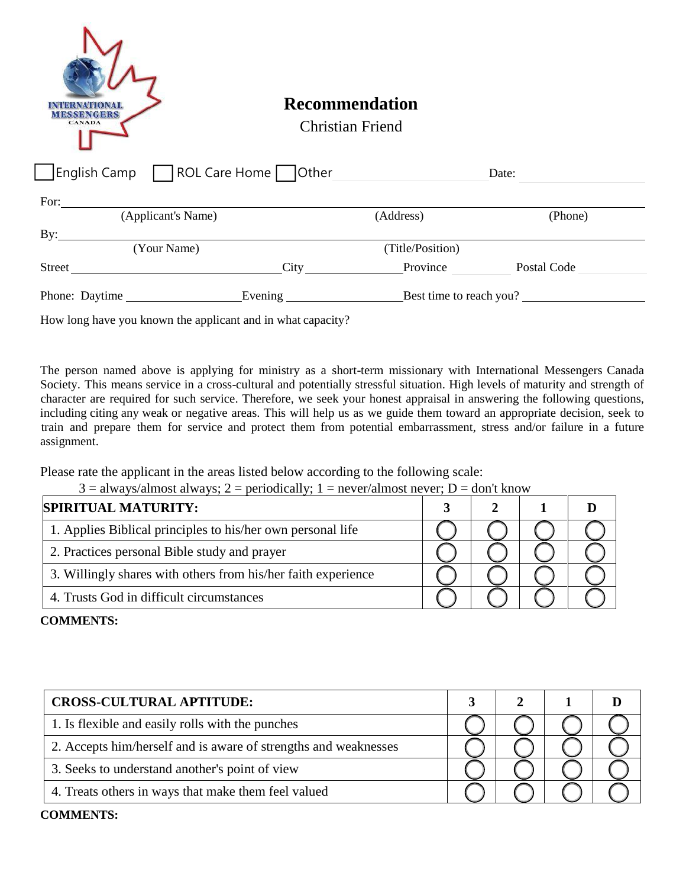INTERNATIONAL MESSENGERS CANADA

# Recommendation

Christian Friend

☐ English Camp ☐ ROL Care Home ☐ Other Date:

For: (Applicant's Name) (Address) (Phone)

By: (Your Name) (Title/Position)

Street City Province Postal Code

Phone: Daytime Evening Best time to reach you?

How long have you known the applicant and in what capacity?

The person named above is applying for ministry as a short-term missionary with International Messengers Canada Society. This means service in a cross-cultural and potentially stressful situation. High levels of maturity and strength of character are required for such service. Therefore, we seek your honest appraisal in answering the following questions, including citing any weak or negative areas. This will help us as we guide them toward an appropriate decision, seek to train and prepare them for service and protect them from potential embarrassment, stress and/or failure in a future assignment.

Please rate the applicant in the areas listed below according to the following scale:

3 = always/almost always; 2 = periodically; 1 = never/almost never; D = don't know

| **SPIRITUAL MATURITY:** | **3** | **2** | **1** | **D** |
|---|---|---|---|---|
| 1. Applies Biblical principles to his/her own personal life | ◯ | ◯ | ◯ | ◯ |
| 2. Practices personal Bible study and prayer | ◯ | ◯ | ◯ | ◯ |
| 3. Willingly shares with others from his/her faith experience | ◯ | ◯ | ◯ | ◯ |
| 4. Trusts God in difficult circumstances | ◯ | ◯ | ◯ | ◯ |

**COMMENTS:**

| **CROSS-CULTURAL APTITUDE:** | **3** | **2** | **1** | **D** |
|---|---|---|---|---|
| 1. Is flexible and easily rolls with the punches | ◯ | ◯ | ◯ | ◯ |
| 2. Accepts him/herself and is aware of strengths and weaknesses | ◯ | ◯ | ◯ | ◯ |
| 3. Seeks to understand another's point of view | ◯ | ◯ | ◯ | ◯ |
| 4. Treats others in ways that make them feel valued | ◯ | ◯ | ◯ | ◯ |

**COMMENTS:**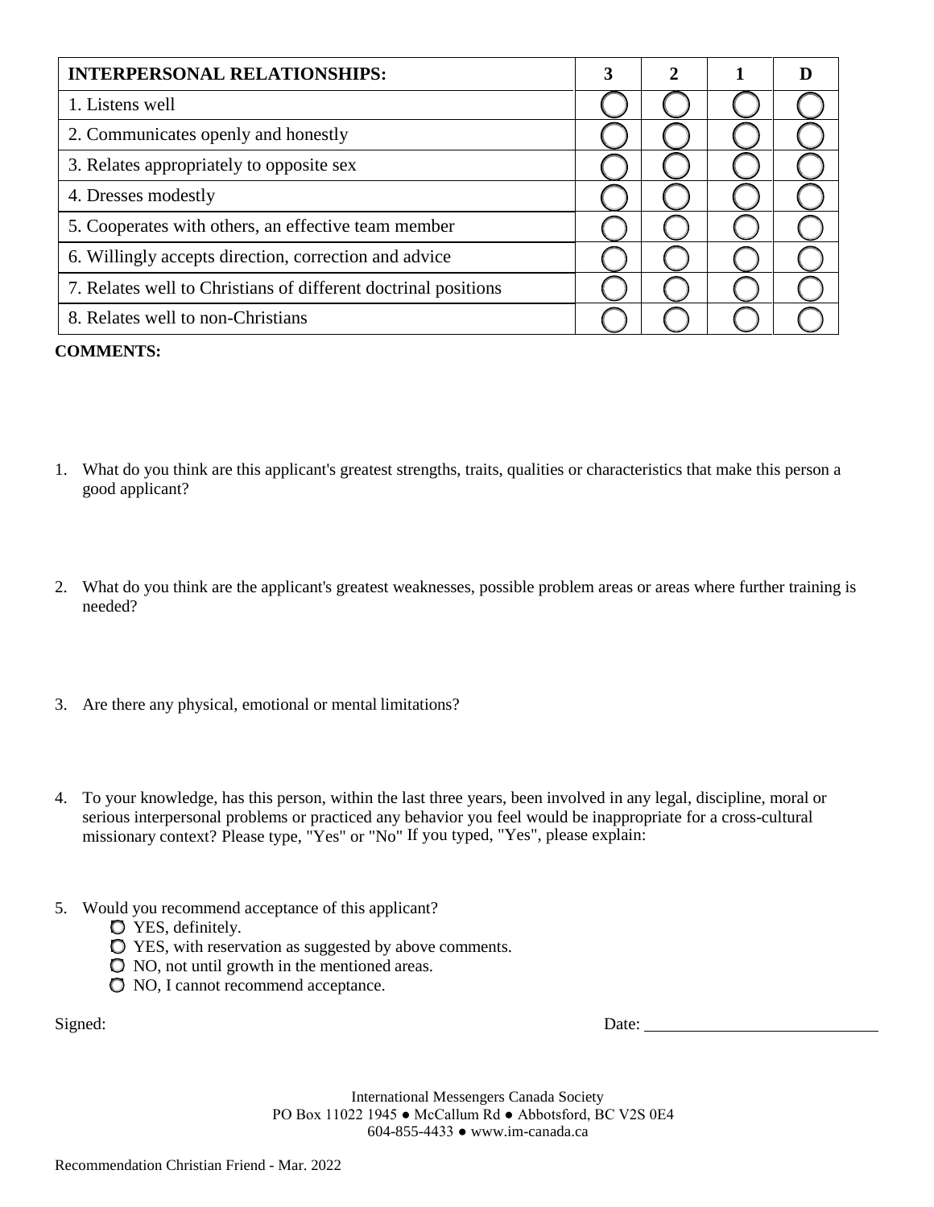| INTERPERSONAL RELATIONSHIPS: | 3 | 2 | 1 | D |
|---|---|---|---|---|
| 1. Listens well | ◯ | ◯ | ◯ | ◯ |
| 2. Communicates openly and honestly | ◯ | ◯ | ◯ | ◯ |
| 3. Relates appropriately to opposite sex | ◯ | ◯ | ◯ | ◯ |
| 4. Dresses modestly | ◯ | ◯ | ◯ | ◯ |
| 5. Cooperates with others, an effective team member | ◯ | ◯ | ◯ | ◯ |
| 6. Willingly accepts direction, correction and advice | ◯ | ◯ | ◯ | ◯ |
| 7. Relates well to Christians of different doctrinal positions | ◯ | ◯ | ◯ | ◯ |
| 8. Relates well to non-Christians | ◯ | ◯ | ◯ | ◯ |

**COMMENTS:**

1. What do you think are this applicant's greatest strengths, traits, qualities or characteristics that make this person a good applicant?

2. What do you think are the applicant's greatest weaknesses, possible problem areas or areas where further training is needed?

3. Are there any physical, emotional or mental limitations?

4. To your knowledge, has this person, within the last three years, been involved in any legal, discipline, moral or serious interpersonal problems or practiced any behavior you feel would be inappropriate for a cross-cultural missionary context? Please type, "Yes" or "No" If you typed, "Yes", please explain:

5. Would you recommend acceptance of this applicant?
   - ◯ YES, definitely.
   - ◯ YES, with reservation as suggested by above comments.
   - ◯ NO, not until growth in the mentioned areas.
   - ◯ NO, I cannot recommend acceptance.

Signed: Date: ____________________________

International Messengers Canada Society
PO Box 11022 1945 ● McCallum Rd ● Abbotsford, BC V2S 0E4
604-855-4433 ● www.im-canada.ca

Recommendation Christian Friend - Mar. 2022